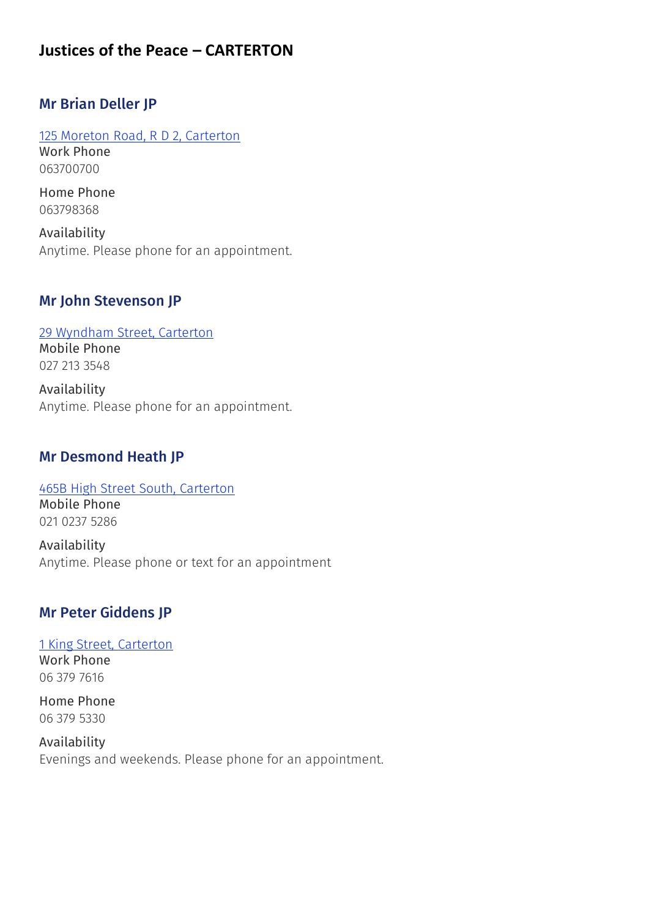# Justices of the Peace – CARTERTON

## Mr Brian Deller JP

[125 Moreton Road, R D 2, Carterton]

Work Phone
063700700

Home Phone
063798368

Availability
Anytime. Please phone for an appointment.

## Mr John Stevenson JP

[29 Wyndham Street, Carterton]

Mobile Phone
027 213 3548

Availability
Anytime. Please phone for an appointment.

## Mr Desmond Heath JP

[465B High Street South, Carterton]

Mobile Phone
021 0237 5286

Availability
Anytime. Please phone or text for an appointment

## Mr Peter Giddens JP

[1 King Street, Carterton]

Work Phone
06 379 7616

Home Phone
06 379 5330

Availability
Evenings and weekends. Please phone for an appointment.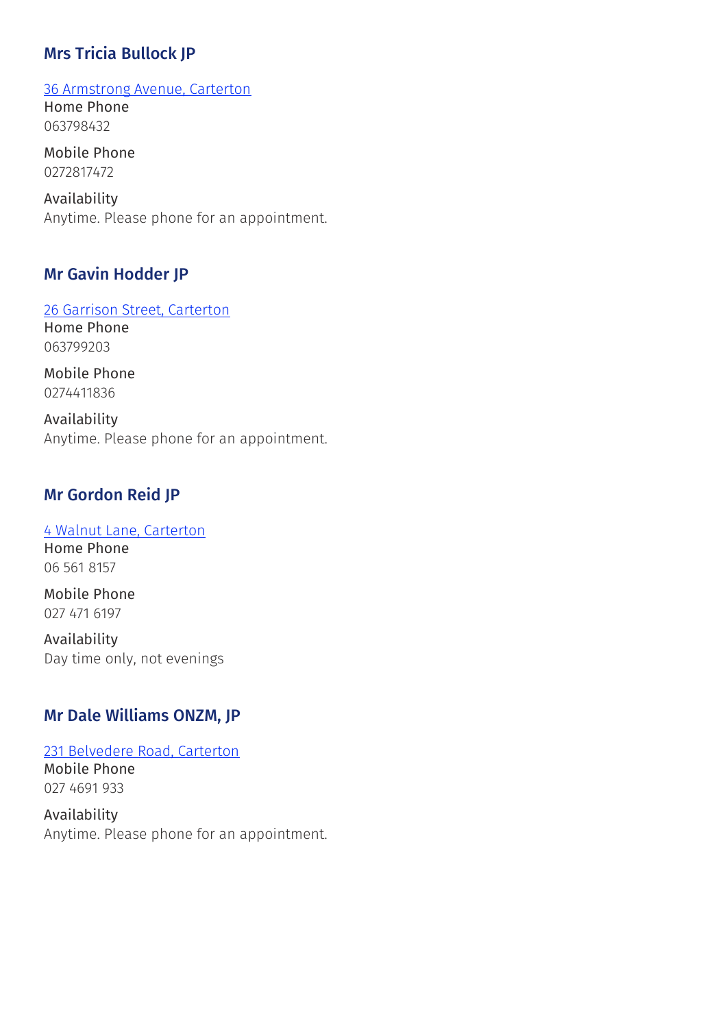### Mrs Tricia Bullock JP

36 Armstrong Avenue, Carterton

Home Phone
063798432

Mobile Phone
0272817472

Availability
Anytime. Please phone for an appointment.

### Mr Gavin Hodder JP

26 Garrison Street, Carterton

Home Phone
063799203

Mobile Phone
0274411836

Availability
Anytime. Please phone for an appointment.

### Mr Gordon Reid JP

4 Walnut Lane, Carterton

Home Phone
06 561 8157

Mobile Phone
027 471 6197

Availability
Day time only, not evenings

### Mr Dale Williams ONZM, JP

231 Belvedere Road, Carterton

Mobile Phone
027 4691 933

Availability
Anytime. Please phone for an appointment.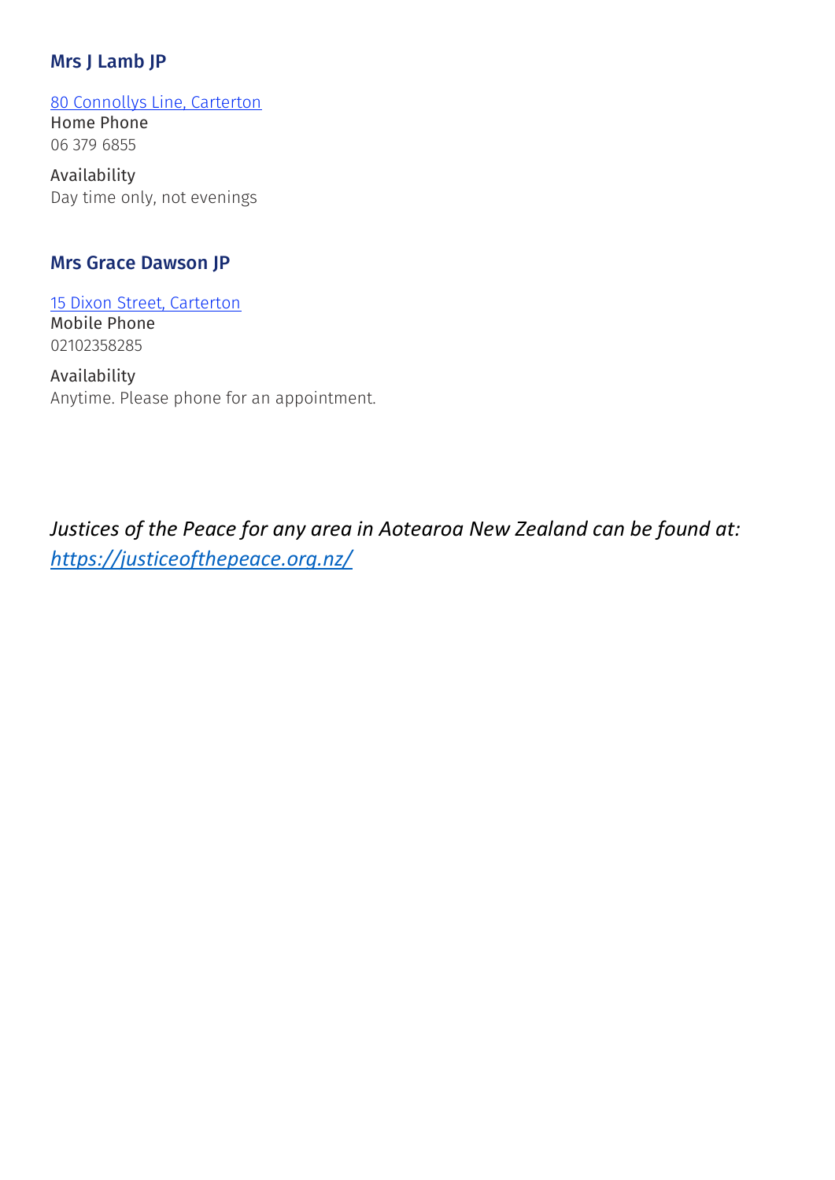### Mrs J Lamb JP

[80 Connollys Line, Carterton]
Home Phone
06 379 6855

Availability
Day time only, not evenings

### Mrs Grace Dawson JP

[15 Dixon Street, Carterton]
Mobile Phone
02102358285

Availability
Anytime. Please phone for an appointment.

*Justices of the Peace for any area in Aotearoa New Zealand can be found at: https://justiceofthepeace.org.nz/*